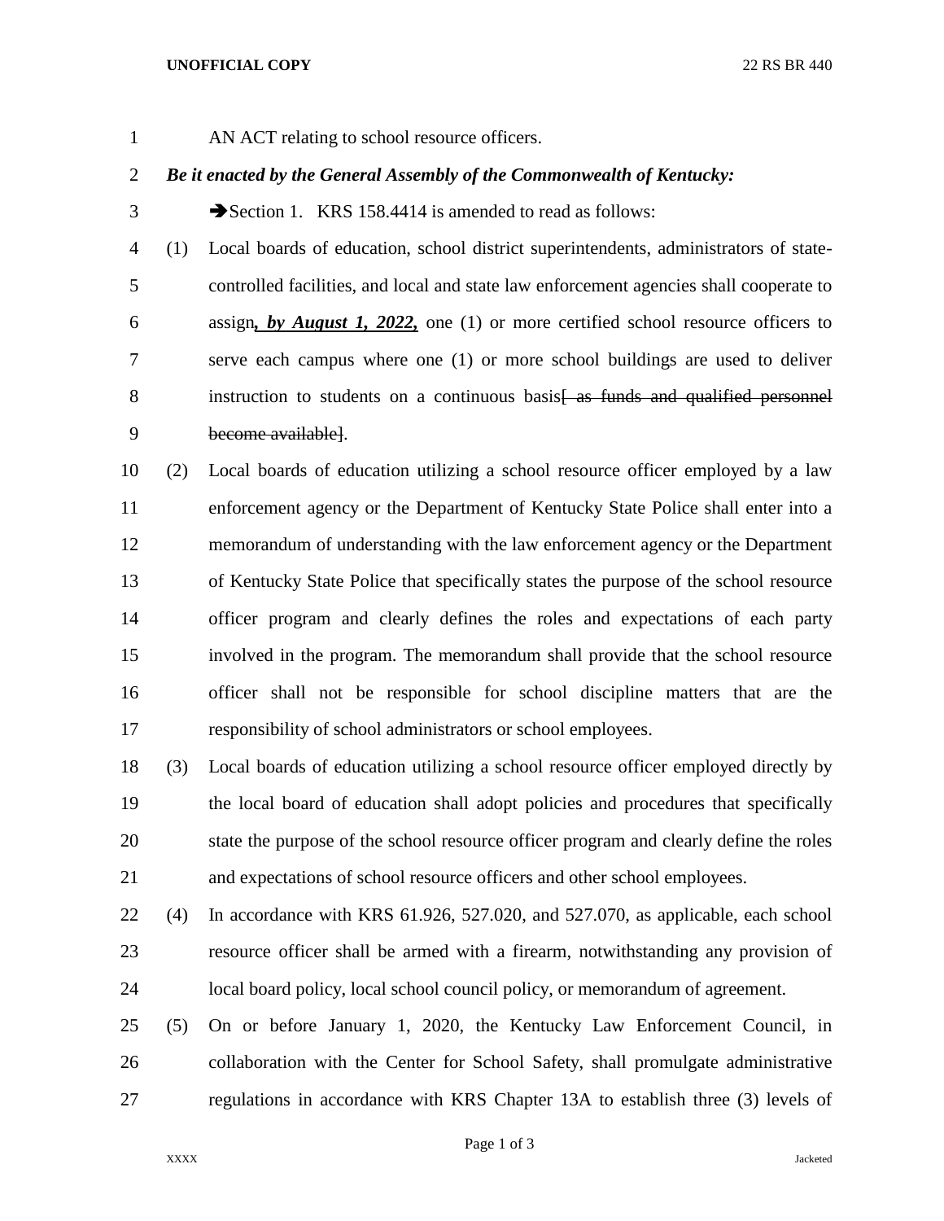AN ACT relating to school resource officers.

***Be it enacted by the General Assembly of the Commonwealth of Kentucky:***

➔Section 1. KRS 158.4414 is amended to read as follows:

(1) Local boards of education, school district superintendents, administrators of state-controlled facilities, and local and state law enforcement agencies shall cooperate to assign***, by August 1, 2022,*** one (1) or more certified school resource officers to serve each campus where one (1) or more school buildings are used to deliver instruction to students on a continuous basis~~[ as funds and qualified personnel become available]~~.

(2) Local boards of education utilizing a school resource officer employed by a law enforcement agency or the Department of Kentucky State Police shall enter into a memorandum of understanding with the law enforcement agency or the Department of Kentucky State Police that specifically states the purpose of the school resource officer program and clearly defines the roles and expectations of each party involved in the program. The memorandum shall provide that the school resource officer shall not be responsible for school discipline matters that are the responsibility of school administrators or school employees.

(3) Local boards of education utilizing a school resource officer employed directly by the local board of education shall adopt policies and procedures that specifically state the purpose of the school resource officer program and clearly define the roles and expectations of school resource officers and other school employees.

(4) In accordance with KRS 61.926, 527.020, and 527.070, as applicable, each school resource officer shall be armed with a firearm, notwithstanding any provision of local board policy, local school council policy, or memorandum of agreement.

(5) On or before January 1, 2020, the Kentucky Law Enforcement Council, in collaboration with the Center for School Safety, shall promulgate administrative regulations in accordance with KRS Chapter 13A to establish three (3) levels of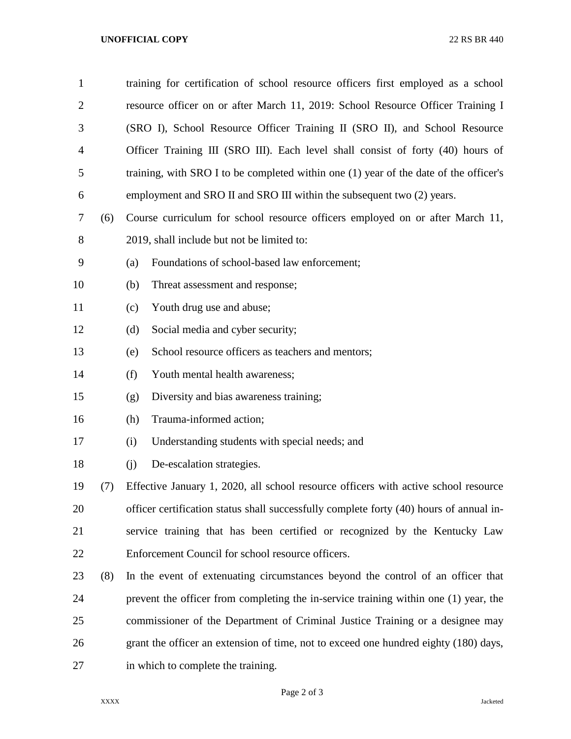training for certification of school resource officers first employed as a school resource officer on or after March 11, 2019: School Resource Officer Training I (SRO I), School Resource Officer Training II (SRO II), and School Resource Officer Training III (SRO III). Each level shall consist of forty (40) hours of training, with SRO I to be completed within one (1) year of the date of the officer's employment and SRO II and SRO III within the subsequent two (2) years.

(6) Course curriculum for school resource officers employed on or after March 11, 2019, shall include but not be limited to:

(a) Foundations of school-based law enforcement;

(b) Threat assessment and response;

(c) Youth drug use and abuse;

(d) Social media and cyber security;

(e) School resource officers as teachers and mentors;

(f) Youth mental health awareness;

(g) Diversity and bias awareness training;

(h) Trauma-informed action;

(i) Understanding students with special needs; and

(j) De-escalation strategies.

(7) Effective January 1, 2020, all school resource officers with active school resource officer certification status shall successfully complete forty (40) hours of annual in-service training that has been certified or recognized by the Kentucky Law Enforcement Council for school resource officers.

(8) In the event of extenuating circumstances beyond the control of an officer that prevent the officer from completing the in-service training within one (1) year, the commissioner of the Department of Criminal Justice Training or a designee may grant the officer an extension of time, not to exceed one hundred eighty (180) days, in which to complete the training.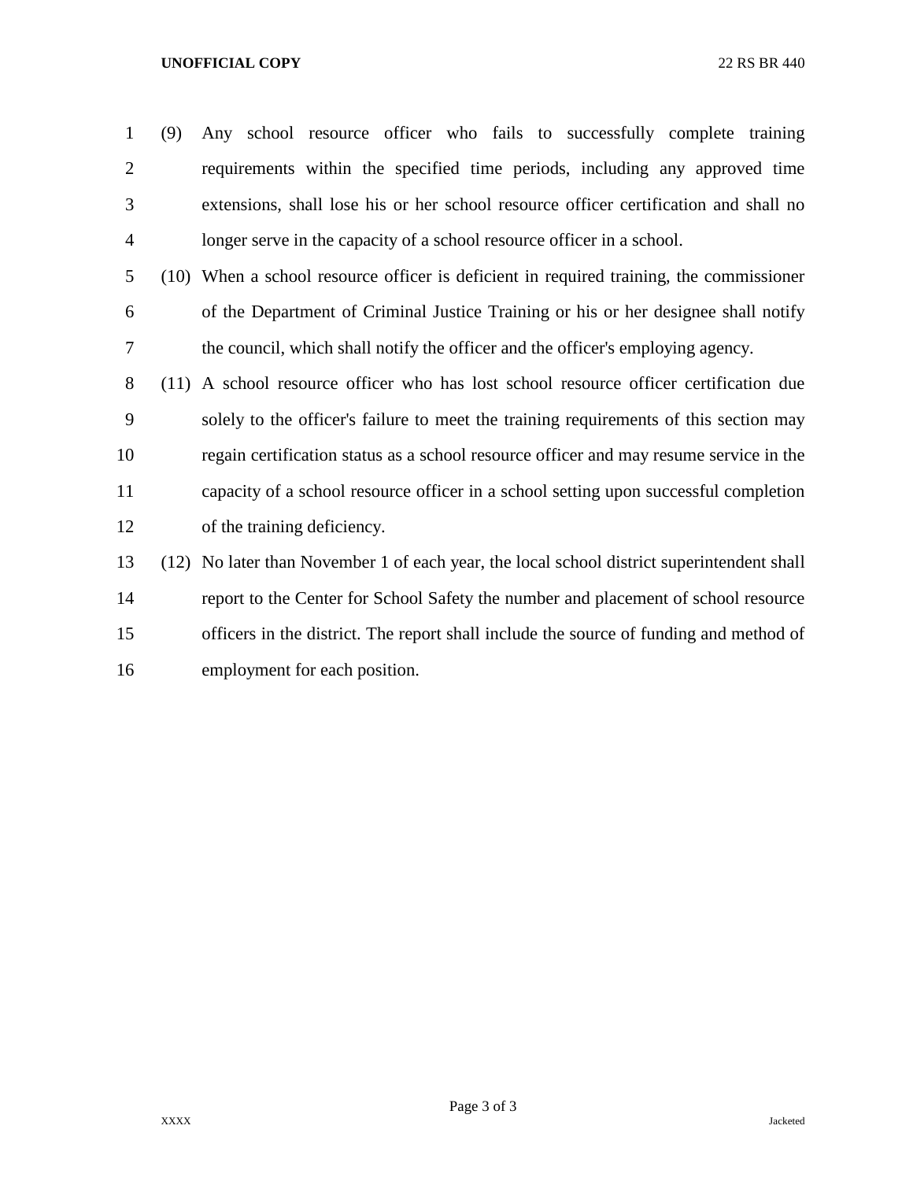(9) Any school resource officer who fails to successfully complete training requirements within the specified time periods, including any approved time extensions, shall lose his or her school resource officer certification and shall no longer serve in the capacity of a school resource officer in a school.

(10) When a school resource officer is deficient in required training, the commissioner of the Department of Criminal Justice Training or his or her designee shall notify the council, which shall notify the officer and the officer's employing agency.

(11) A school resource officer who has lost school resource officer certification due solely to the officer's failure to meet the training requirements of this section may regain certification status as a school resource officer and may resume service in the capacity of a school resource officer in a school setting upon successful completion of the training deficiency.

(12) No later than November 1 of each year, the local school district superintendent shall report to the Center for School Safety the number and placement of school resource officers in the district. The report shall include the source of funding and method of employment for each position.